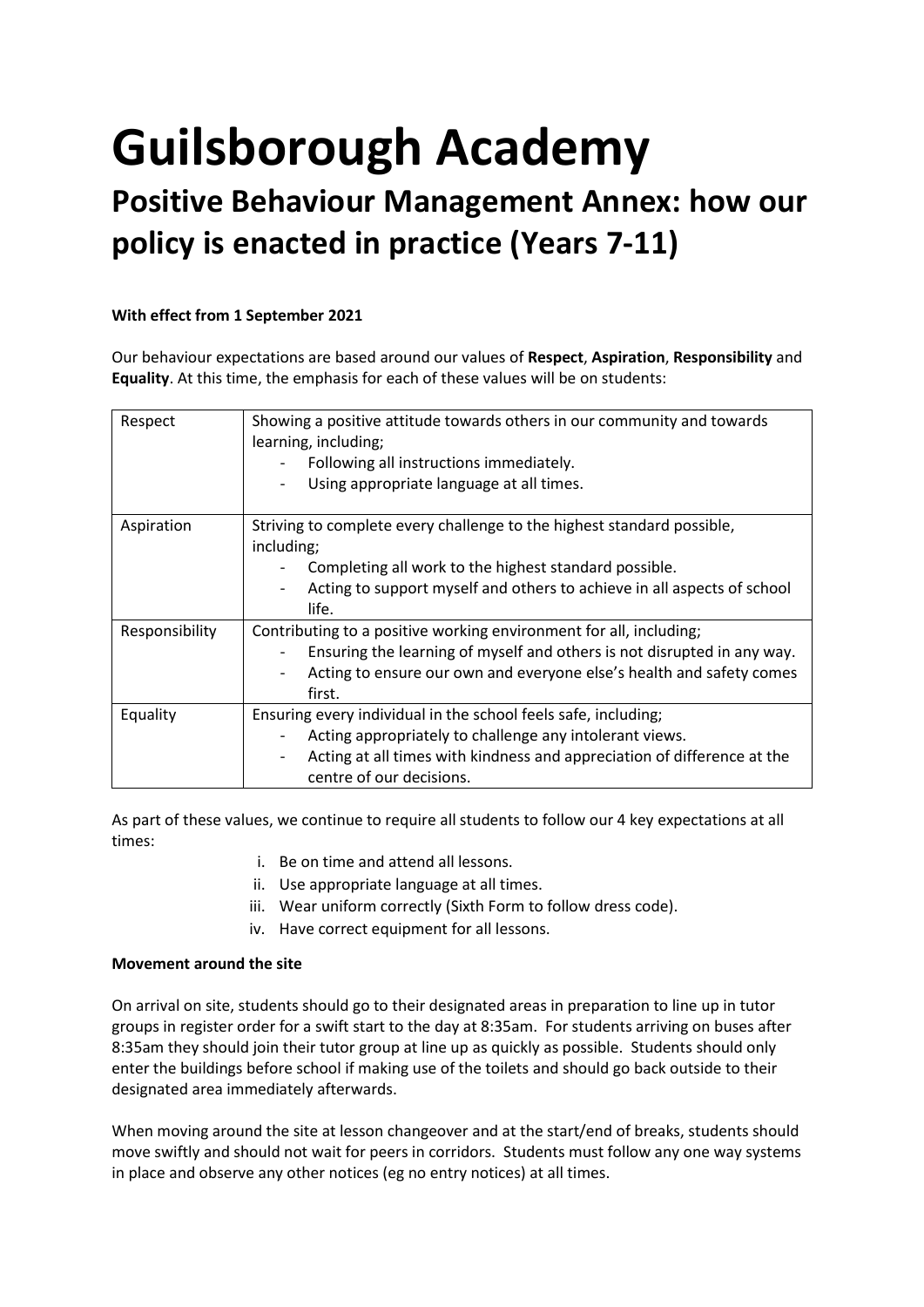# Guilsborough Academy

## Positive Behaviour Management Annex: how our policy is enacted in practice (Years 7-11)

**With effect from 1 September 2021**

Our behaviour expectations are based around our values of **Respect**, **Aspiration**, **Responsibility** and **Equality**. At this time, the emphasis for each of these values will be on students:

| | |
|---|---|
| Respect | Showing a positive attitude towards others in our community and towards learning, including;<br>- Following all instructions immediately.<br>- Using appropriate language at all times. |
| Aspiration | Striving to complete every challenge to the highest standard possible, including;<br>- Completing all work to the highest standard possible.<br>- Acting to support myself and others to achieve in all aspects of school life. |
| Responsibility | Contributing to a positive working environment for all, including;<br>- Ensuring the learning of myself and others is not disrupted in any way.<br>- Acting to ensure our own and everyone else's health and safety comes first. |
| Equality | Ensuring every individual in the school feels safe, including;<br>- Acting appropriately to challenge any intolerant views.<br>- Acting at all times with kindness and appreciation of difference at the centre of our decisions. |

As part of these values, we continue to require all students to follow our 4 key expectations at all times:

i. Be on time and attend all lessons.
ii. Use appropriate language at all times.
iii. Wear uniform correctly (Sixth Form to follow dress code).
iv. Have correct equipment for all lessons.

**Movement around the site**

On arrival on site, students should go to their designated areas in preparation to line up in tutor groups in register order for a swift start to the day at 8:35am. For students arriving on buses after 8:35am they should join their tutor group at line up as quickly as possible. Students should only enter the buildings before school if making use of the toilets and should go back outside to their designated area immediately afterwards.

When moving around the site at lesson changeover and at the start/end of breaks, students should move swiftly and should not wait for peers in corridors. Students must follow any one way systems in place and observe any other notices (eg no entry notices) at all times.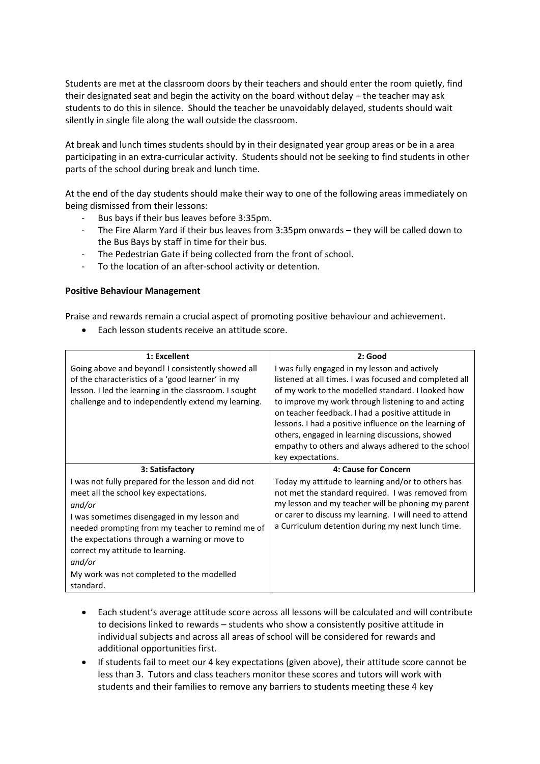Students are met at the classroom doors by their teachers and should enter the room quietly, find their designated seat and begin the activity on the board without delay – the teacher may ask students to do this in silence. Should the teacher be unavoidably delayed, students should wait silently in single file along the wall outside the classroom.

At break and lunch times students should by in their designated year group areas or be in a area participating in an extra-curricular activity. Students should not be seeking to find students in other parts of the school during break and lunch time.

At the end of the day students should make their way to one of the following areas immediately on being dismissed from their lessons:

- Bus bays if their bus leaves before 3:35pm.
- The Fire Alarm Yard if their bus leaves from 3:35pm onwards – they will be called down to the Bus Bays by staff in time for their bus.
- The Pedestrian Gate if being collected from the front of school.
- To the location of an after-school activity or detention.

**Positive Behaviour Management**

Praise and rewards remain a crucial aspect of promoting positive behaviour and achievement.

- Each lesson students receive an attitude score.

| 1: Excellent | 2: Good |
|---|---|
| Going above and beyond! I consistently showed all of the characteristics of a 'good learner' in my lesson. I led the learning in the classroom. I sought challenge and to independently extend my learning. | I was fully engaged in my lesson and actively listened at all times. I was focused and completed all of my work to the modelled standard. I looked how to improve my work through listening to and acting on teacher feedback. I had a positive attitude in lessons. I had a positive influence on the learning of others, engaged in learning discussions, showed empathy to others and always adhered to the school key expectations. |
| **3: Satisfactory** | **4: Cause for Concern** |
| I was not fully prepared for the lesson and did not meet all the school key expectations. *and/or* I was sometimes disengaged in my lesson and needed prompting from my teacher to remind me of the expectations through a warning or move to correct my attitude to learning. *and/or* My work was not completed to the modelled standard. | Today my attitude to learning and/or to others has not met the standard required. I was removed from my lesson and my teacher will be phoning my parent or carer to discuss my learning. I will need to attend a Curriculum detention during my next lunch time. |

- Each student's average attitude score across all lessons will be calculated and will contribute to decisions linked to rewards – students who show a consistently positive attitude in individual subjects and across all areas of school will be considered for rewards and additional opportunities first.
- If students fail to meet our 4 key expectations (given above), their attitude score cannot be less than 3. Tutors and class teachers monitor these scores and tutors will work with students and their families to remove any barriers to students meeting these 4 key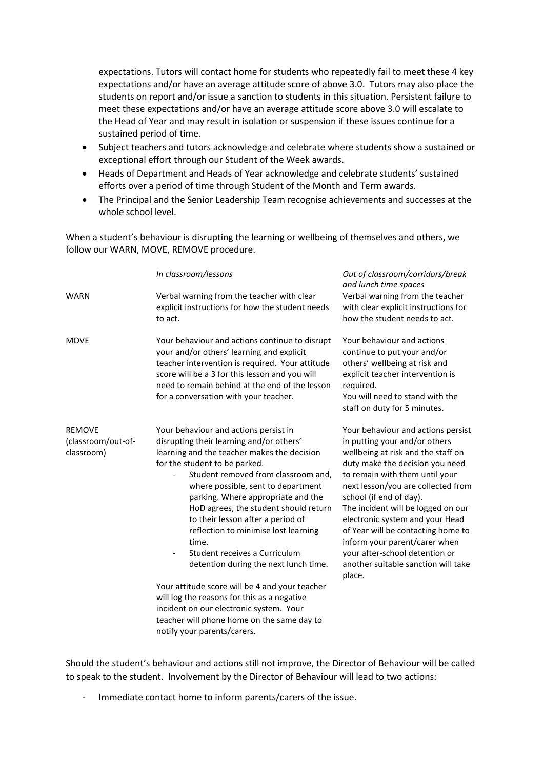expectations. Tutors will contact home for students who repeatedly fail to meet these 4 key expectations and/or have an average attitude score of above 3.0. Tutors may also place the students on report and/or issue a sanction to students in this situation. Persistent failure to meet these expectations and/or have an average attitude score above 3.0 will escalate to the Head of Year and may result in isolation or suspension if these issues continue for a sustained period of time.

- Subject teachers and tutors acknowledge and celebrate where students show a sustained or exceptional effort through our Student of the Week awards.
- Heads of Department and Heads of Year acknowledge and celebrate students' sustained efforts over a period of time through Student of the Month and Term awards.
- The Principal and the Senior Leadership Team recognise achievements and successes at the whole school level.

When a student's behaviour is disrupting the learning or wellbeing of themselves and others, we follow our WARN, MOVE, REMOVE procedure.

| | *In classroom/lessons* | *Out of classroom/corridors/break and lunch time spaces* |
|---|---|---|
| WARN | Verbal warning from the teacher with clear explicit instructions for how the student needs to act. | Verbal warning from the teacher with clear explicit instructions for how the student needs to act. |
| MOVE | Your behaviour and actions continue to disrupt your and/or others' learning and explicit teacher intervention is required. Your attitude score will be a 3 for this lesson and you will need to remain behind at the end of the lesson for a conversation with your teacher. | Your behaviour and actions continue to put your and/or others' wellbeing at risk and explicit teacher intervention is required. You will need to stand with the staff on duty for 5 minutes. |
| REMOVE (classroom/out-of-classroom) | Your behaviour and actions persist in disrupting their learning and/or others' learning and the teacher makes the decision for the student to be parked. <br>- Student removed from classroom and, where possible, sent to department parking. Where appropriate and the HoD agrees, the student should return to their lesson after a period of reflection to minimise lost learning time. <br>- Student receives a Curriculum detention during the next lunch time. <br><br>Your attitude score will be 4 and your teacher will log the reasons for this as a negative incident on our electronic system. Your teacher will phone home on the same day to notify your parents/carers. | Your behaviour and actions persist in putting your and/or others wellbeing at risk and the staff on duty make the decision you need to remain with them until your next lesson/you are collected from school (if end of day). The incident will be logged on our electronic system and your Head of Year will be contacting home to inform your parent/carer when your after-school detention or another suitable sanction will take place. |

Should the student's behaviour and actions still not improve, the Director of Behaviour will be called to speak to the student. Involvement by the Director of Behaviour will lead to two actions:

- Immediate contact home to inform parents/carers of the issue.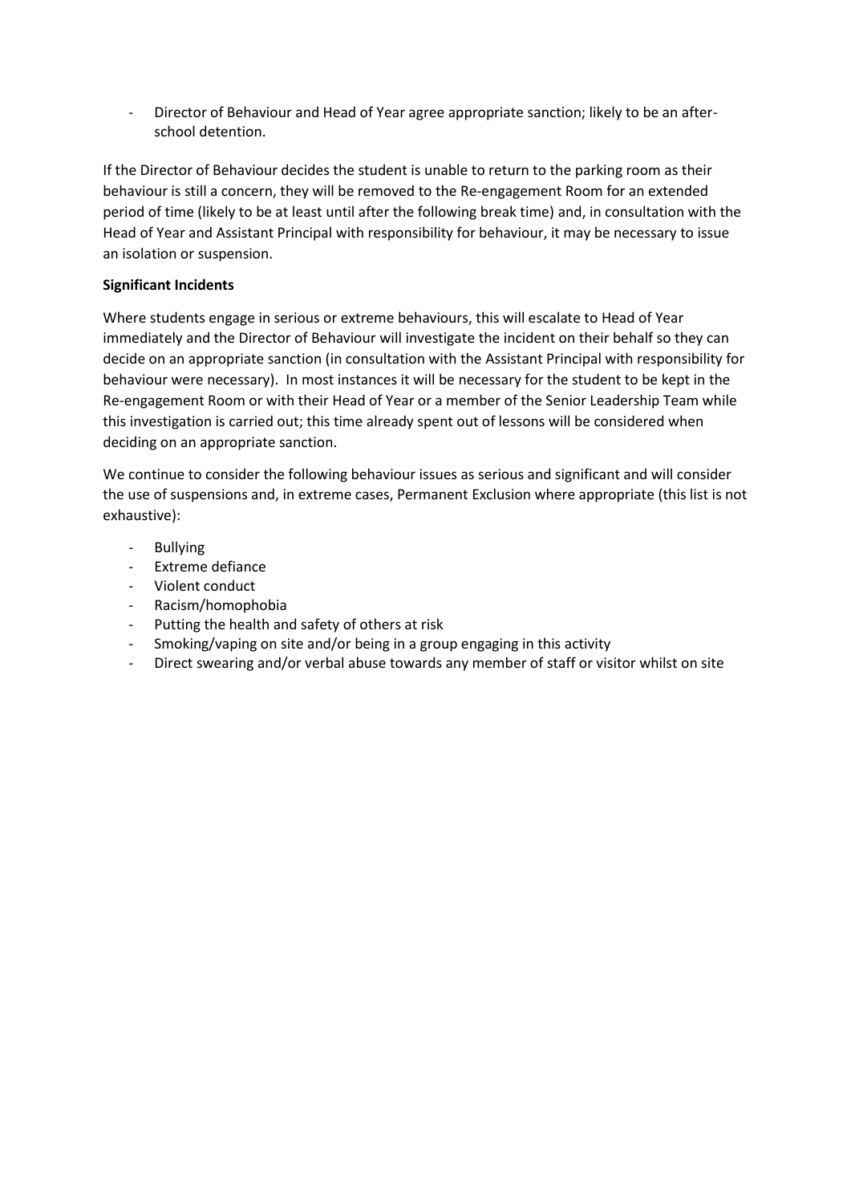- Director of Behaviour and Head of Year agree appropriate sanction; likely to be an after-school detention.

If the Director of Behaviour decides the student is unable to return to the parking room as their behaviour is still a concern, they will be removed to the Re-engagement Room for an extended period of time (likely to be at least until after the following break time) and, in consultation with the Head of Year and Assistant Principal with responsibility for behaviour, it may be necessary to issue an isolation or suspension.

**Significant Incidents**

Where students engage in serious or extreme behaviours, this will escalate to Head of Year immediately and the Director of Behaviour will investigate the incident on their behalf so they can decide on an appropriate sanction (in consultation with the Assistant Principal with responsibility for behaviour were necessary). In most instances it will be necessary for the student to be kept in the Re-engagement Room or with their Head of Year or a member of the Senior Leadership Team while this investigation is carried out; this time already spent out of lessons will be considered when deciding on an appropriate sanction.

We continue to consider the following behaviour issues as serious and significant and will consider the use of suspensions and, in extreme cases, Permanent Exclusion where appropriate (this list is not exhaustive):

- Bullying
- Extreme defiance
- Violent conduct
- Racism/homophobia
- Putting the health and safety of others at risk
- Smoking/vaping on site and/or being in a group engaging in this activity
- Direct swearing and/or verbal abuse towards any member of staff or visitor whilst on site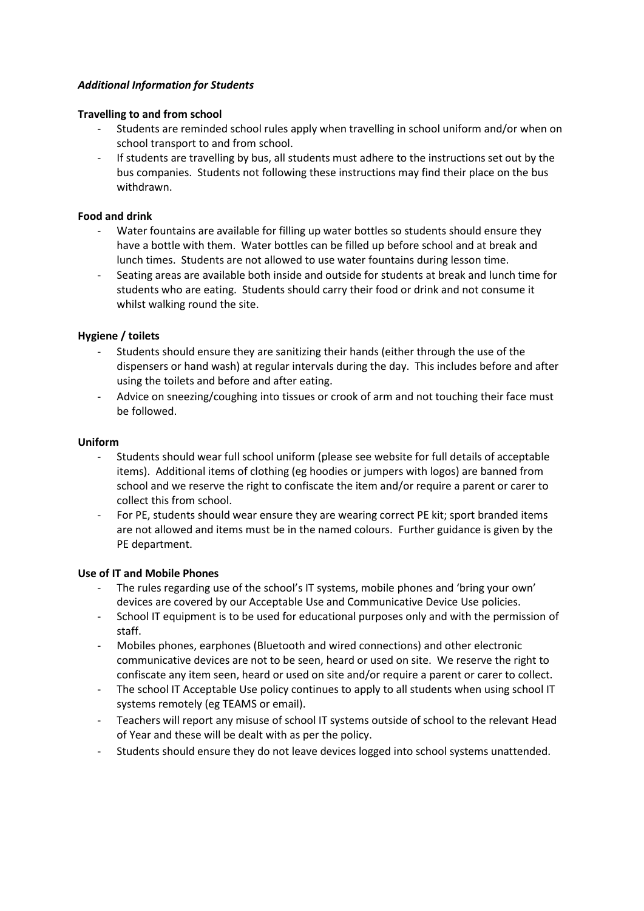***Additional Information for Students***

**Travelling to and from school**

- Students are reminded school rules apply when travelling in school uniform and/or when on school transport to and from school.
- If students are travelling by bus, all students must adhere to the instructions set out by the bus companies. Students not following these instructions may find their place on the bus withdrawn.

**Food and drink**

- Water fountains are available for filling up water bottles so students should ensure they have a bottle with them. Water bottles can be filled up before school and at break and lunch times. Students are not allowed to use water fountains during lesson time.
- Seating areas are available both inside and outside for students at break and lunch time for students who are eating. Students should carry their food or drink and not consume it whilst walking round the site.

**Hygiene / toilets**

- Students should ensure they are sanitizing their hands (either through the use of the dispensers or hand wash) at regular intervals during the day. This includes before and after using the toilets and before and after eating.
- Advice on sneezing/coughing into tissues or crook of arm and not touching their face must be followed.

**Uniform**

- Students should wear full school uniform (please see website for full details of acceptable items). Additional items of clothing (eg hoodies or jumpers with logos) are banned from school and we reserve the right to confiscate the item and/or require a parent or carer to collect this from school.
- For PE, students should wear ensure they are wearing correct PE kit; sport branded items are not allowed and items must be in the named colours. Further guidance is given by the PE department.

**Use of IT and Mobile Phones**

- The rules regarding use of the school's IT systems, mobile phones and 'bring your own' devices are covered by our Acceptable Use and Communicative Device Use policies.
- School IT equipment is to be used for educational purposes only and with the permission of staff.
- Mobiles phones, earphones (Bluetooth and wired connections) and other electronic communicative devices are not to be seen, heard or used on site. We reserve the right to confiscate any item seen, heard or used on site and/or require a parent or carer to collect.
- The school IT Acceptable Use policy continues to apply to all students when using school IT systems remotely (eg TEAMS or email).
- Teachers will report any misuse of school IT systems outside of school to the relevant Head of Year and these will be dealt with as per the policy.
- Students should ensure they do not leave devices logged into school systems unattended.